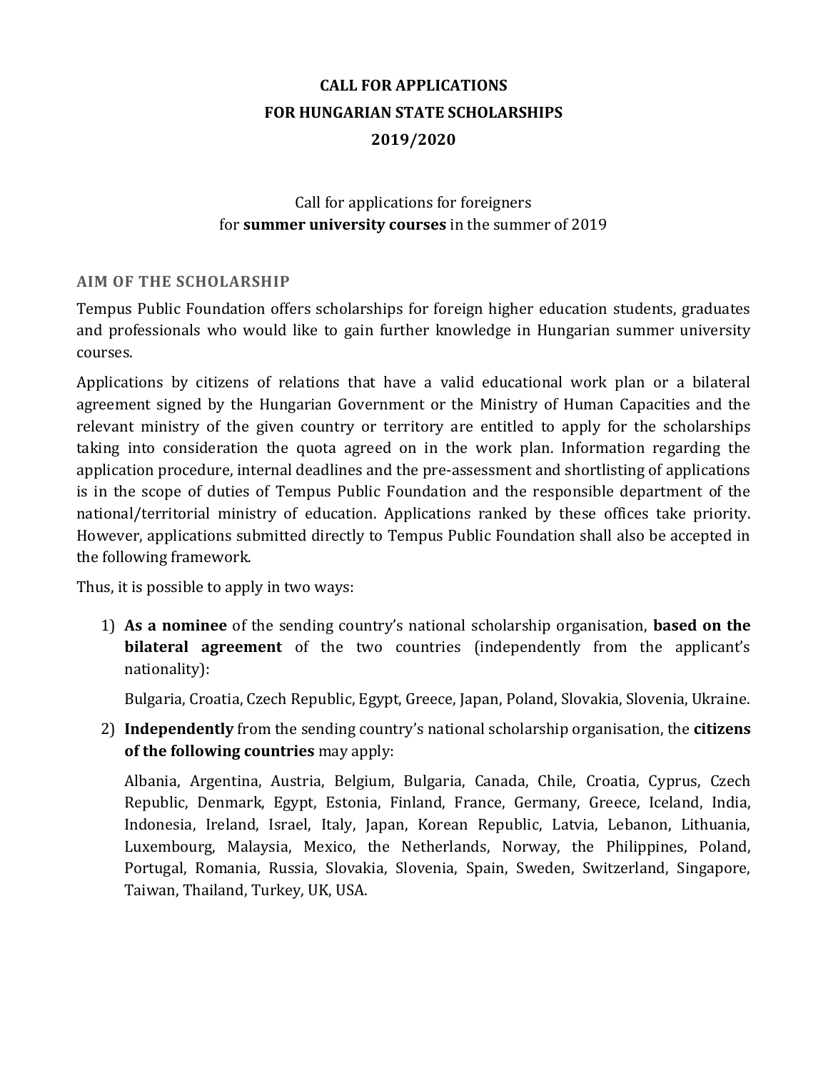# CALL FOR APPLICATIONS
# FOR HUNGARIAN STATE SCHOLARSHIPS
# 2019/2020

Call for applications for foreigners
for **summer university courses** in the summer of 2019

## AIM OF THE SCHOLARSHIP

Tempus Public Foundation offers scholarships for foreign higher education students, graduates and professionals who would like to gain further knowledge in Hungarian summer university courses.

Applications by citizens of relations that have a valid educational work plan or a bilateral agreement signed by the Hungarian Government or the Ministry of Human Capacities and the relevant ministry of the given country or territory are entitled to apply for the scholarships taking into consideration the quota agreed on in the work plan. Information regarding the application procedure, internal deadlines and the pre-assessment and shortlisting of applications is in the scope of duties of Tempus Public Foundation and the responsible department of the national/territorial ministry of education. Applications ranked by these offices take priority. However, applications submitted directly to Tempus Public Foundation shall also be accepted in the following framework.

Thus, it is possible to apply in two ways:

1) **As a nominee** of the sending country's national scholarship organisation, **based on the bilateral agreement** of the two countries (independently from the applicant's nationality):

   Bulgaria, Croatia, Czech Republic, Egypt, Greece, Japan, Poland, Slovakia, Slovenia, Ukraine.

2) **Independently** from the sending country's national scholarship organisation, the **citizens of the following countries** may apply:

   Albania, Argentina, Austria, Belgium, Bulgaria, Canada, Chile, Croatia, Cyprus, Czech Republic, Denmark, Egypt, Estonia, Finland, France, Germany, Greece, Iceland, India, Indonesia, Ireland, Israel, Italy, Japan, Korean Republic, Latvia, Lebanon, Lithuania, Luxembourg, Malaysia, Mexico, the Netherlands, Norway, the Philippines, Poland, Portugal, Romania, Russia, Slovakia, Slovenia, Spain, Sweden, Switzerland, Singapore, Taiwan, Thailand, Turkey, UK, USA.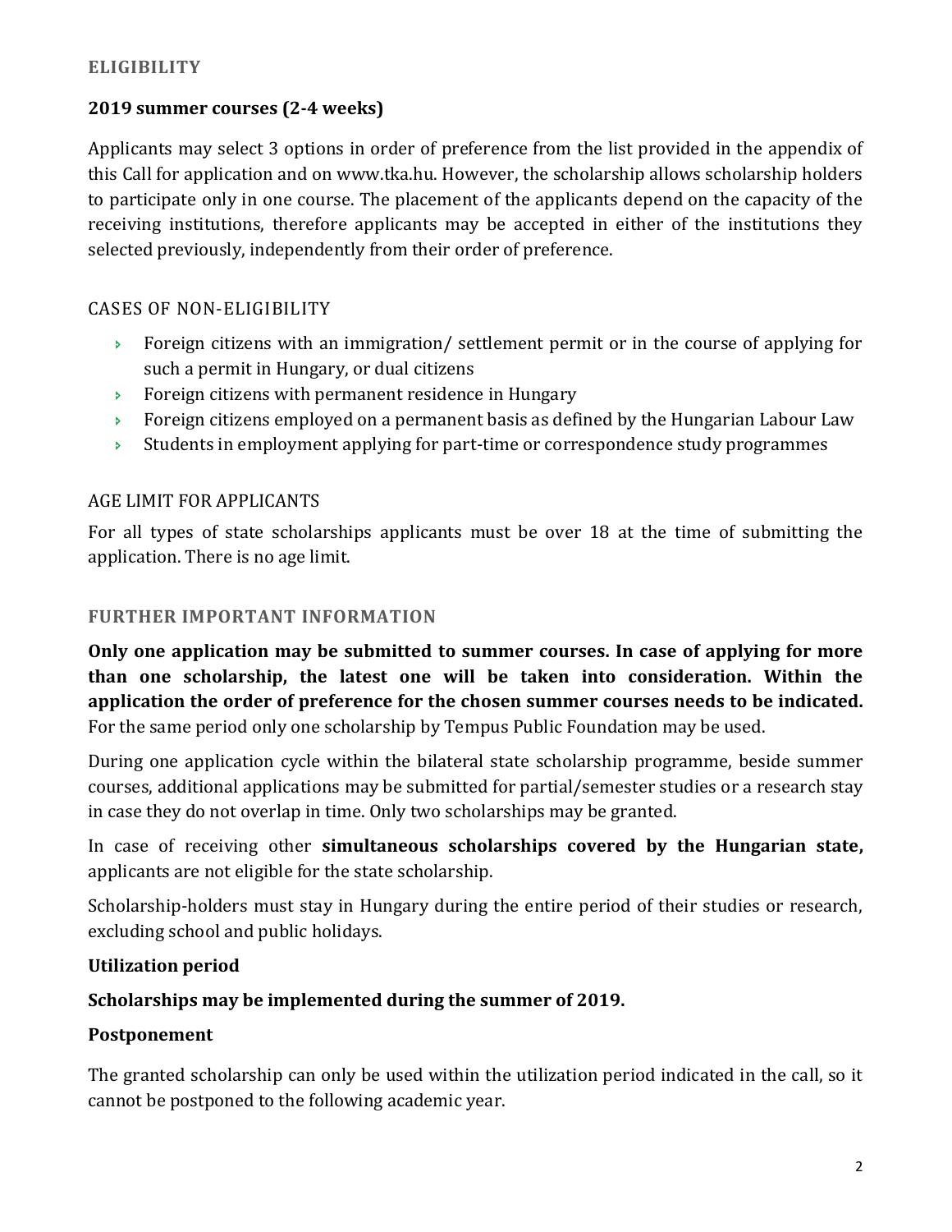## ELIGIBILITY

### 2019 summer courses (2-4 weeks)

Applicants may select 3 options in order of preference from the list provided in the appendix of this Call for application and on www.tka.hu. However, the scholarship allows scholarship holders to participate only in one course. The placement of the applicants depend on the capacity of the receiving institutions, therefore applicants may be accepted in either of the institutions they selected previously, independently from their order of preference.

#### CASES OF NON-ELIGIBILITY

- Foreign citizens with an immigration/ settlement permit or in the course of applying for such a permit in Hungary, or dual citizens
- Foreign citizens with permanent residence in Hungary
- Foreign citizens employed on a permanent basis as defined by the Hungarian Labour Law
- Students in employment applying for part-time or correspondence study programmes

#### AGE LIMIT FOR APPLICANTS

For all types of state scholarships applicants must be over 18 at the time of submitting the application. There is no age limit.

## FURTHER IMPORTANT INFORMATION

**Only one application may be submitted to summer courses. In case of applying for more than one scholarship, the latest one will be taken into consideration. Within the application the order of preference for the chosen summer courses needs to be indicated.** For the same period only one scholarship by Tempus Public Foundation may be used.

During one application cycle within the bilateral state scholarship programme, beside summer courses, additional applications may be submitted for partial/semester studies or a research stay in case they do not overlap in time. Only two scholarships may be granted.

In case of receiving other **simultaneous scholarships covered by the Hungarian state,** applicants are not eligible for the state scholarship.

Scholarship-holders must stay in Hungary during the entire period of their studies or research, excluding school and public holidays.

**Utilization period**

**Scholarships may be implemented during the summer of 2019.**

**Postponement**

The granted scholarship can only be used within the utilization period indicated in the call, so it cannot be postponed to the following academic year.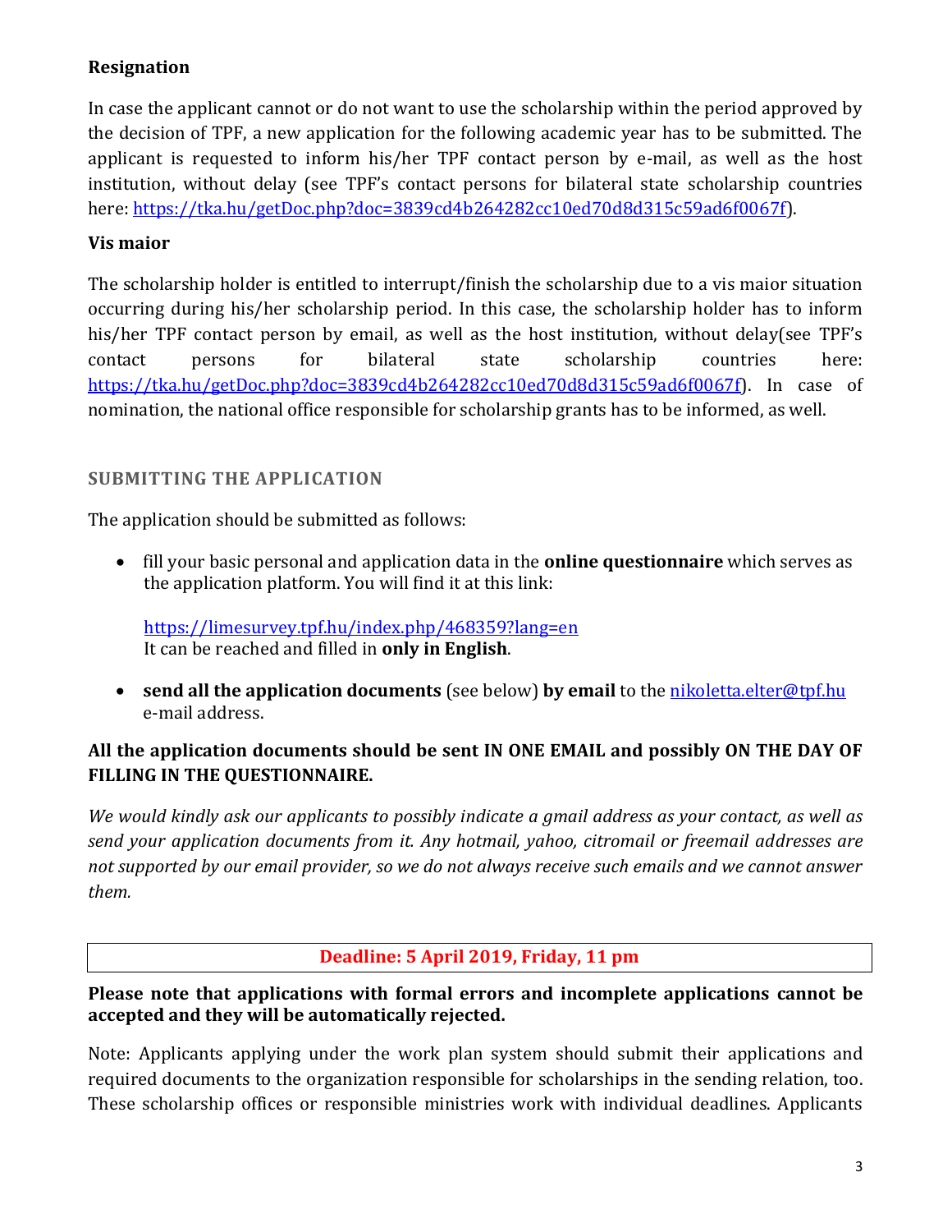### Resignation

In case the applicant cannot or do not want to use the scholarship within the period approved by the decision of TPF, a new application for the following academic year has to be submitted. The applicant is requested to inform his/her TPF contact person by e-mail, as well as the host institution, without delay (see TPF's contact persons for bilateral state scholarship countries here: https://tka.hu/getDoc.php?doc=3839cd4b264282cc10ed70d8d315c59ad6f0067f).

### Vis maior

The scholarship holder is entitled to interrupt/finish the scholarship due to a vis maior situation occurring during his/her scholarship period. In this case, the scholarship holder has to inform his/her TPF contact person by email, as well as the host institution, without delay(see TPF's contact persons for bilateral state scholarship countries here: https://tka.hu/getDoc.php?doc=3839cd4b264282cc10ed70d8d315c59ad6f0067f). In case of nomination, the national office responsible for scholarship grants has to be informed, as well.

## SUBMITTING THE APPLICATION

The application should be submitted as follows:

- fill your basic personal and application data in the **online questionnaire** which serves as the application platform. You will find it at this link:

  https://limesurvey.tpf.hu/index.php/468359?lang=en
  It can be reached and filled in **only in English**.

- **send all the application documents** (see below) **by email** to the nikoletta.elter@tpf.hu e-mail address.

**All the application documents should be sent IN ONE EMAIL and possibly ON THE DAY OF FILLING IN THE QUESTIONNAIRE.**

*We would kindly ask our applicants to possibly indicate a gmail address as your contact, as well as send your application documents from it. Any hotmail, yahoo, citromail or freemail addresses are not supported by our email provider, so we do not always receive such emails and we cannot answer them.*

**Deadline: 5 April 2019, Friday, 11 pm**

**Please note that applications with formal errors and incomplete applications cannot be accepted and they will be automatically rejected.**

Note: Applicants applying under the work plan system should submit their applications and required documents to the organization responsible for scholarships in the sending relation, too. These scholarship offices or responsible ministries work with individual deadlines. Applicants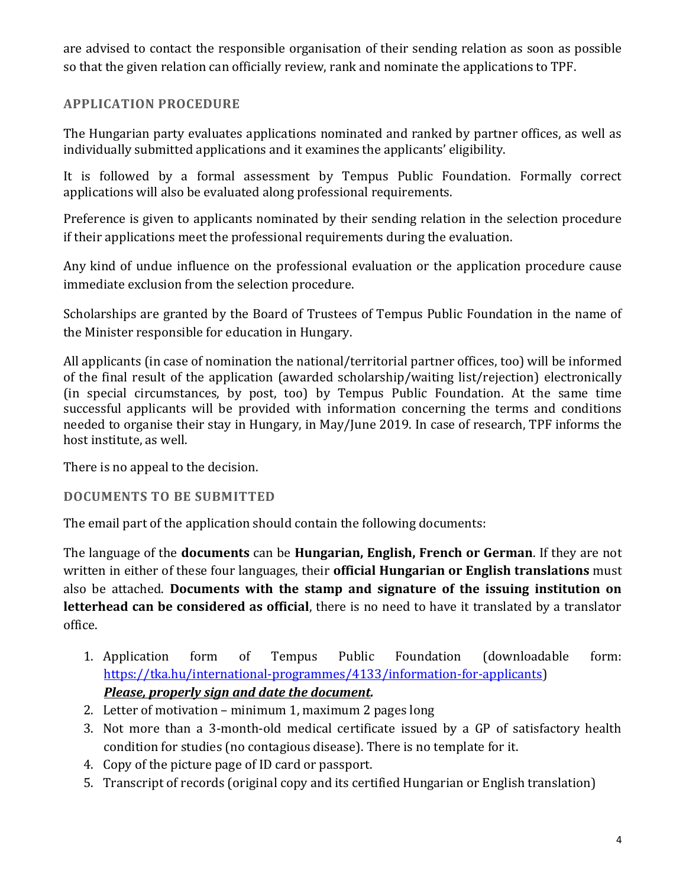are advised to contact the responsible organisation of their sending relation as soon as possible so that the given relation can officially review, rank and nominate the applications to TPF.

## APPLICATION PROCEDURE

The Hungarian party evaluates applications nominated and ranked by partner offices, as well as individually submitted applications and it examines the applicants' eligibility.

It is followed by a formal assessment by Tempus Public Foundation. Formally correct applications will also be evaluated along professional requirements.

Preference is given to applicants nominated by their sending relation in the selection procedure if their applications meet the professional requirements during the evaluation.

Any kind of undue influence on the professional evaluation or the application procedure cause immediate exclusion from the selection procedure.

Scholarships are granted by the Board of Trustees of Tempus Public Foundation in the name of the Minister responsible for education in Hungary.

All applicants (in case of nomination the national/territorial partner offices, too) will be informed of the final result of the application (awarded scholarship/waiting list/rejection) electronically (in special circumstances, by post, too) by Tempus Public Foundation. At the same time successful applicants will be provided with information concerning the terms and conditions needed to organise their stay in Hungary, in May/June 2019. In case of research, TPF informs the host institute, as well.

There is no appeal to the decision.

## DOCUMENTS TO BE SUBMITTED

The email part of the application should contain the following documents:

The language of the **documents** can be **Hungarian, English, French or German**. If they are not written in either of these four languages, their **official Hungarian or English translations** must also be attached. **Documents with the stamp and signature of the issuing institution on letterhead can be considered as official**, there is no need to have it translated by a translator office.

1. Application form of Tempus Public Foundation (downloadable form: https://tka.hu/international-programmes/4133/information-for-applicants)
   ***Please, properly sign and date the document.***
2. Letter of motivation – minimum 1, maximum 2 pages long
3. Not more than a 3-month-old medical certificate issued by a GP of satisfactory health condition for studies (no contagious disease). There is no template for it.
4. Copy of the picture page of ID card or passport.
5. Transcript of records (original copy and its certified Hungarian or English translation)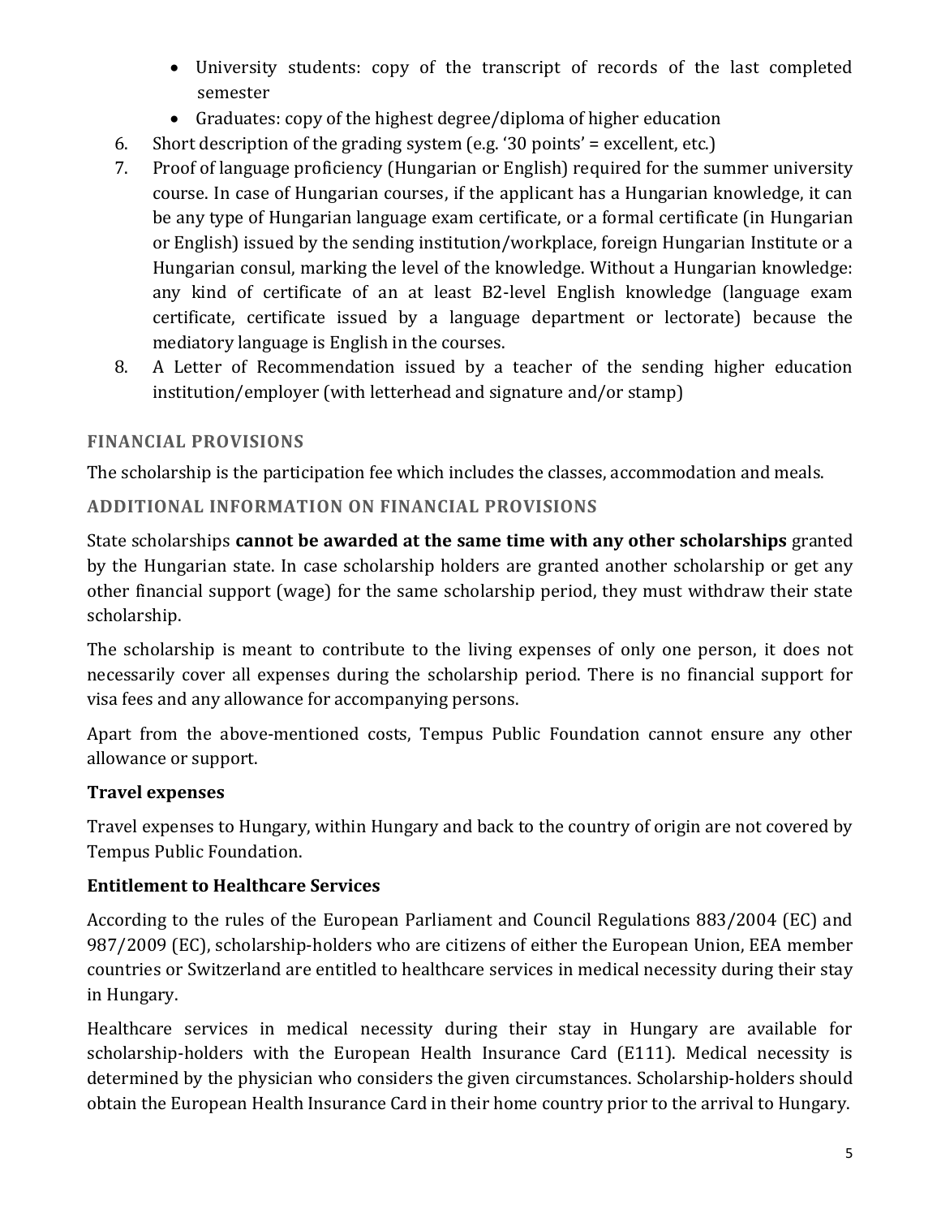- University students: copy of the transcript of records of the last completed semester
- Graduates: copy of the highest degree/diploma of higher education

6. Short description of the grading system (e.g. '30 points' = excellent, etc.)
7. Proof of language proficiency (Hungarian or English) required for the summer university course. In case of Hungarian courses, if the applicant has a Hungarian knowledge, it can be any type of Hungarian language exam certificate, or a formal certificate (in Hungarian or English) issued by the sending institution/workplace, foreign Hungarian Institute or a Hungarian consul, marking the level of the knowledge. Without a Hungarian knowledge: any kind of certificate of an at least B2-level English knowledge (language exam certificate, certificate issued by a language department or lectorate) because the mediatory language is English in the courses.
8. A Letter of Recommendation issued by a teacher of the sending higher education institution/employer (with letterhead and signature and/or stamp)

## FINANCIAL PROVISIONS

The scholarship is the participation fee which includes the classes, accommodation and meals.

## ADDITIONAL INFORMATION ON FINANCIAL PROVISIONS

State scholarships **cannot be awarded at the same time with any other scholarships** granted by the Hungarian state. In case scholarship holders are granted another scholarship or get any other financial support (wage) for the same scholarship period, they must withdraw their state scholarship.

The scholarship is meant to contribute to the living expenses of only one person, it does not necessarily cover all expenses during the scholarship period. There is no financial support for visa fees and any allowance for accompanying persons.

Apart from the above-mentioned costs, Tempus Public Foundation cannot ensure any other allowance or support.

### Travel expenses

Travel expenses to Hungary, within Hungary and back to the country of origin are not covered by Tempus Public Foundation.

### Entitlement to Healthcare Services

According to the rules of the European Parliament and Council Regulations 883/2004 (EC) and 987/2009 (EC), scholarship-holders who are citizens of either the European Union, EEA member countries or Switzerland are entitled to healthcare services in medical necessity during their stay in Hungary.

Healthcare services in medical necessity during their stay in Hungary are available for scholarship-holders with the European Health Insurance Card (E111). Medical necessity is determined by the physician who considers the given circumstances. Scholarship-holders should obtain the European Health Insurance Card in their home country prior to the arrival to Hungary.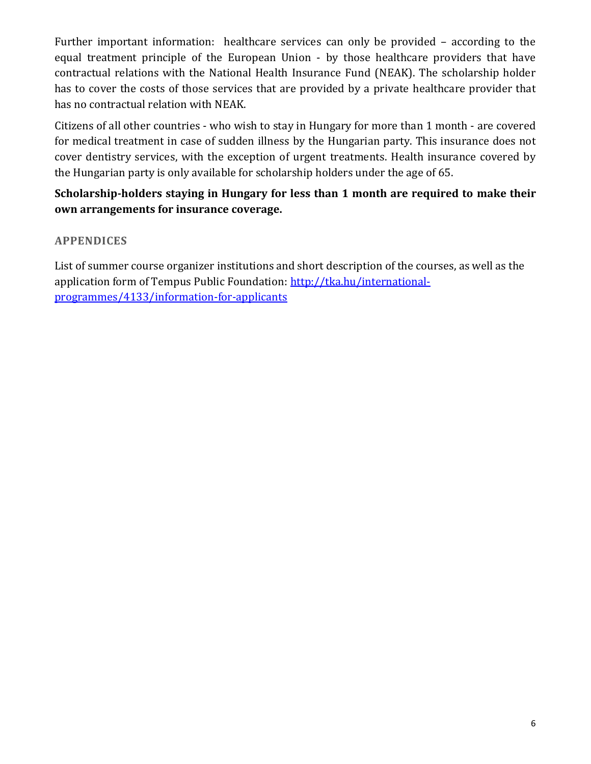Further important information: healthcare services can only be provided – according to the equal treatment principle of the European Union - by those healthcare providers that have contractual relations with the National Health Insurance Fund (NEAK). The scholarship holder has to cover the costs of those services that are provided by a private healthcare provider that has no contractual relation with NEAK.

Citizens of all other countries - who wish to stay in Hungary for more than 1 month - are covered for medical treatment in case of sudden illness by the Hungarian party. This insurance does not cover dentistry services, with the exception of urgent treatments. Health insurance covered by the Hungarian party is only available for scholarship holders under the age of 65.

**Scholarship-holders staying in Hungary for less than 1 month are required to make their own arrangements for insurance coverage.**

## APPENDICES

List of summer course organizer institutions and short description of the courses, as well as the application form of Tempus Public Foundation: [http://tka.hu/international-programmes/4133/information-for-applicants](http://tka.hu/international-programmes/4133/information-for-applicants)